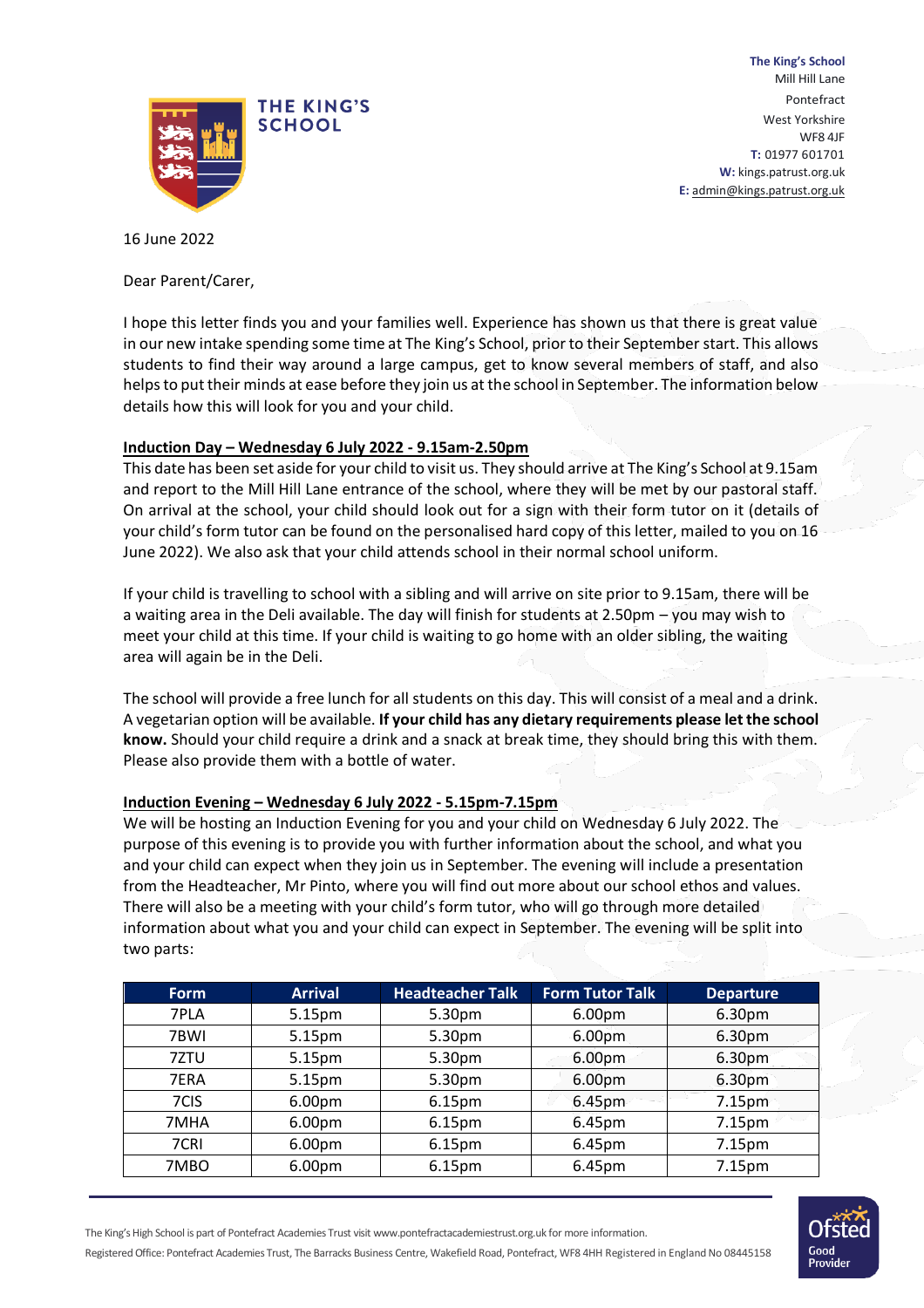**The King's School**
Mill Hill Lane
Pontefract
West Yorkshire
WF8 4JF
**T:** 01977 601701
**W:** kings.patrust.org.uk
**E:** admin@kings.patrust.org.uk

16 June 2022

Dear Parent/Carer,

I hope this letter finds you and your families well. Experience has shown us that there is great value in our new intake spending some time at The King's School, prior to their September start. This allows students to find their way around a large campus, get to know several members of staff, and also helps to put their minds at ease before they join us at the school in September. The information below details how this will look for you and your child.

**Induction Day – Wednesday 6 July 2022 - 9.15am-2.50pm**

This date has been set aside for your child to visit us. They should arrive at The King's School at 9.15am and report to the Mill Hill Lane entrance of the school, where they will be met by our pastoral staff. On arrival at the school, your child should look out for a sign with their form tutor on it (details of your child's form tutor can be found on the personalised hard copy of this letter, mailed to you on 16 June 2022). We also ask that your child attends school in their normal school uniform.

If your child is travelling to school with a sibling and will arrive on site prior to 9.15am, there will be a waiting area in the Deli available. The day will finish for students at 2.50pm – you may wish to meet your child at this time. If your child is waiting to go home with an older sibling, the waiting area will again be in the Deli.

The school will provide a free lunch for all students on this day. This will consist of a meal and a drink. A vegetarian option will be available. **If your child has any dietary requirements please let the school know.** Should your child require a drink and a snack at break time, they should bring this with them. Please also provide them with a bottle of water.

**Induction Evening – Wednesday 6 July 2022 - 5.15pm-7.15pm**

We will be hosting an Induction Evening for you and your child on Wednesday 6 July 2022. The purpose of this evening is to provide you with further information about the school, and what you and your child can expect when they join us in September. The evening will include a presentation from the Headteacher, Mr Pinto, where you will find out more about our school ethos and values. There will also be a meeting with your child's form tutor, who will go through more detailed information about what you and your child can expect in September. The evening will be split into two parts:

| Form | Arrival | Headteacher Talk | Form Tutor Talk | Departure |
|---|---|---|---|---|
| 7PLA | 5.15pm | 5.30pm | 6.00pm | 6.30pm |
| 7BWI | 5.15pm | 5.30pm | 6.00pm | 6.30pm |
| 7ZTU | 5.15pm | 5.30pm | 6.00pm | 6.30pm |
| 7ERA | 5.15pm | 5.30pm | 6.00pm | 6.30pm |
| 7CIS | 6.00pm | 6.15pm | 6.45pm | 7.15pm |
| 7MHA | 6.00pm | 6.15pm | 6.45pm | 7.15pm |
| 7CRI | 6.00pm | 6.15pm | 6.45pm | 7.15pm |
| 7MBO | 6.00pm | 6.15pm | 6.45pm | 7.15pm |

The King's High School is part of Pontefract Academies Trust visit www.pontefractacademiestrust.org.uk for more information.
Registered Office: Pontefract Academies Trust, The Barracks Business Centre, Wakefield Road, Pontefract, WF8 4HH Registered in England No 08445158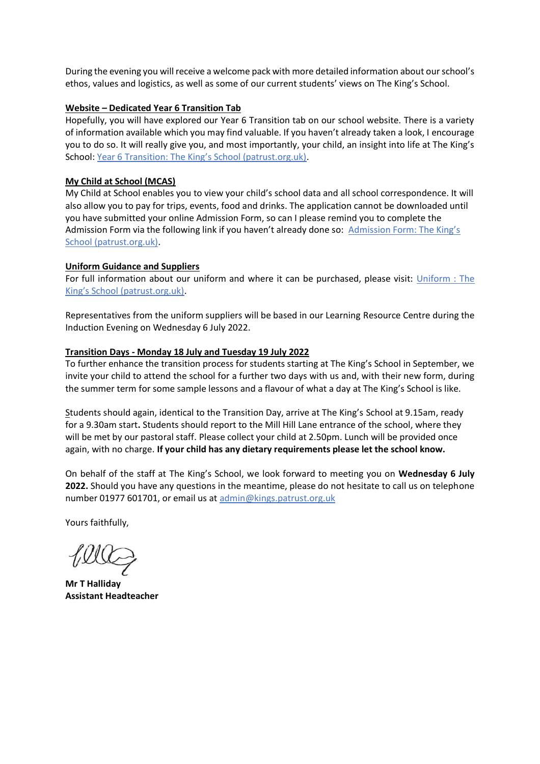During the evening you will receive a welcome pack with more detailed information about our school's ethos, values and logistics, as well as some of our current students' views on The King's School.

**Website – Dedicated Year 6 Transition Tab**

Hopefully, you will have explored our Year 6 Transition tab on our school website. There is a variety of information available which you may find valuable. If you haven't already taken a look, I encourage you to do so. It will really give you, and most importantly, your child, an insight into life at The King's School: Year 6 Transition: The King's School (patrust.org.uk).

**My Child at School (MCAS)**

My Child at School enables you to view your child's school data and all school correspondence. It will also allow you to pay for trips, events, food and drinks. The application cannot be downloaded until you have submitted your online Admission Form, so can I please remind you to complete the Admission Form via the following link if you haven't already done so: Admission Form: The King's School (patrust.org.uk).

**Uniform Guidance and Suppliers**

For full information about our uniform and where it can be purchased, please visit: Uniform : The King's School (patrust.org.uk).

Representatives from the uniform suppliers will be based in our Learning Resource Centre during the Induction Evening on Wednesday 6 July 2022.

**Transition Days - Monday 18 July and Tuesday 19 July 2022**

To further enhance the transition process for students starting at The King's School in September, we invite your child to attend the school for a further two days with us and, with their new form, during the summer term for some sample lessons and a flavour of what a day at The King's School is like.

Students should again, identical to the Transition Day, arrive at The King's School at 9.15am, ready for a 9.30am start**.** Students should report to the Mill Hill Lane entrance of the school, where they will be met by our pastoral staff. Please collect your child at 2.50pm. Lunch will be provided once again, with no charge. **If your child has any dietary requirements please let the school know.**

On behalf of the staff at The King's School, we look forward to meeting you on **Wednesday 6 July 2022.** Should you have any questions in the meantime, please do not hesitate to call us on telephone number 01977 601701, or email us at admin@kings.patrust.org.uk

Yours faithfully,

**Mr T Halliday**
**Assistant Headteacher**